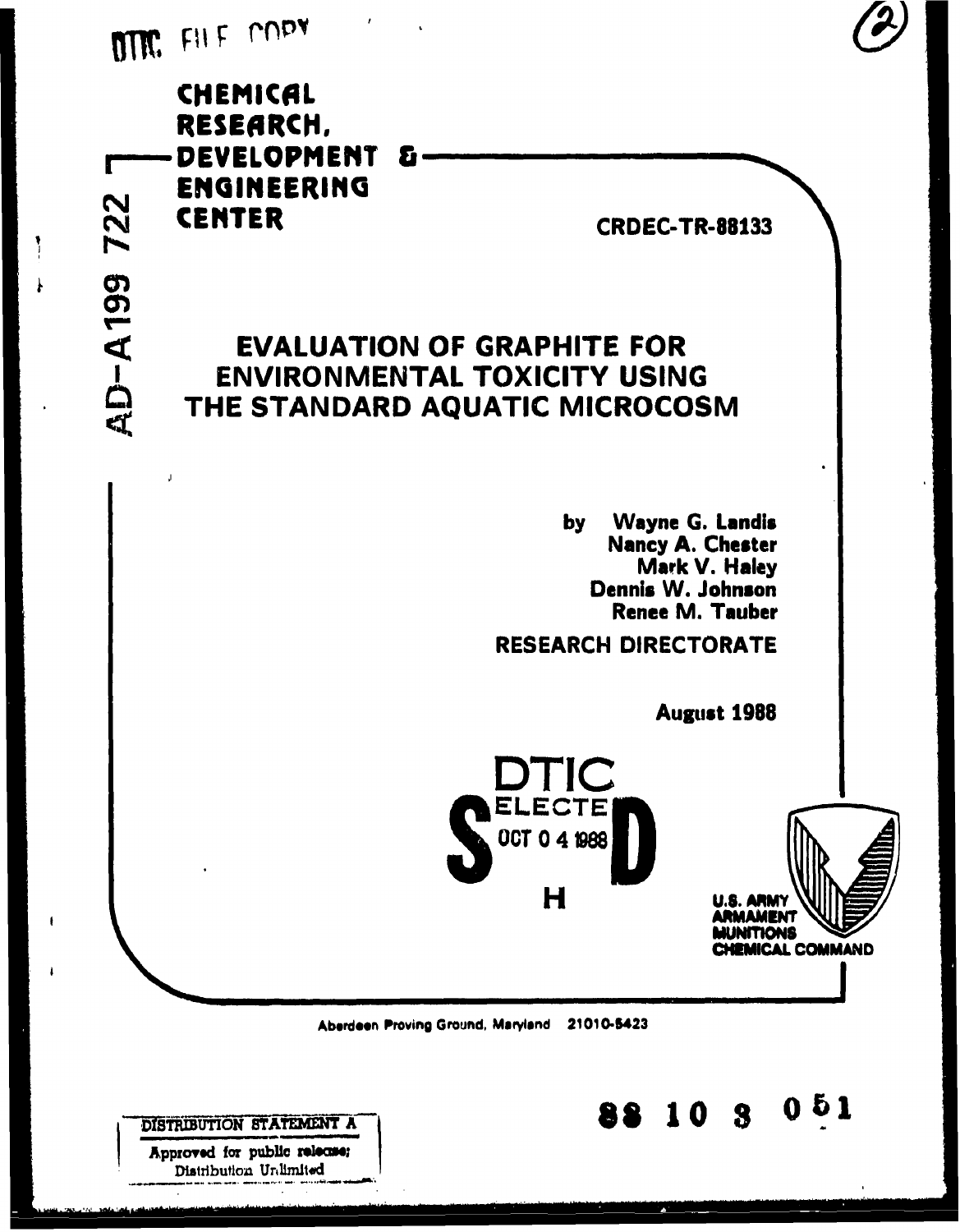DTIC FILE COPY

(2)

CHEMICAL RESEARCH, DEVELOPMENT & ENGINEERING CENTER

AD-A199 722

CRDEC-TR-88133

# EVALUATION OF GRAPHITE FOR ENVIRONMENTAL TOXICITY USING THE STANDARD AQUATIC MICROCOSM

by Wayne G. Landis
Nancy A. Chester
Mark V. Haley
Dennis W. Johnson
Renee M. Tauber

RESEARCH DIRECTORATE

August 1988

DTIC
ELECTE
OCT 0 4 1988
S D
H

U.S. ARMY ARMAMENT MUNITIONS CHEMICAL COMMAND

Aberdeen Proving Ground, Maryland 21010-5423

DISTRIBUTION STATEMENT A

Approved for public release;
Distribution Unlimited

88 10 3 051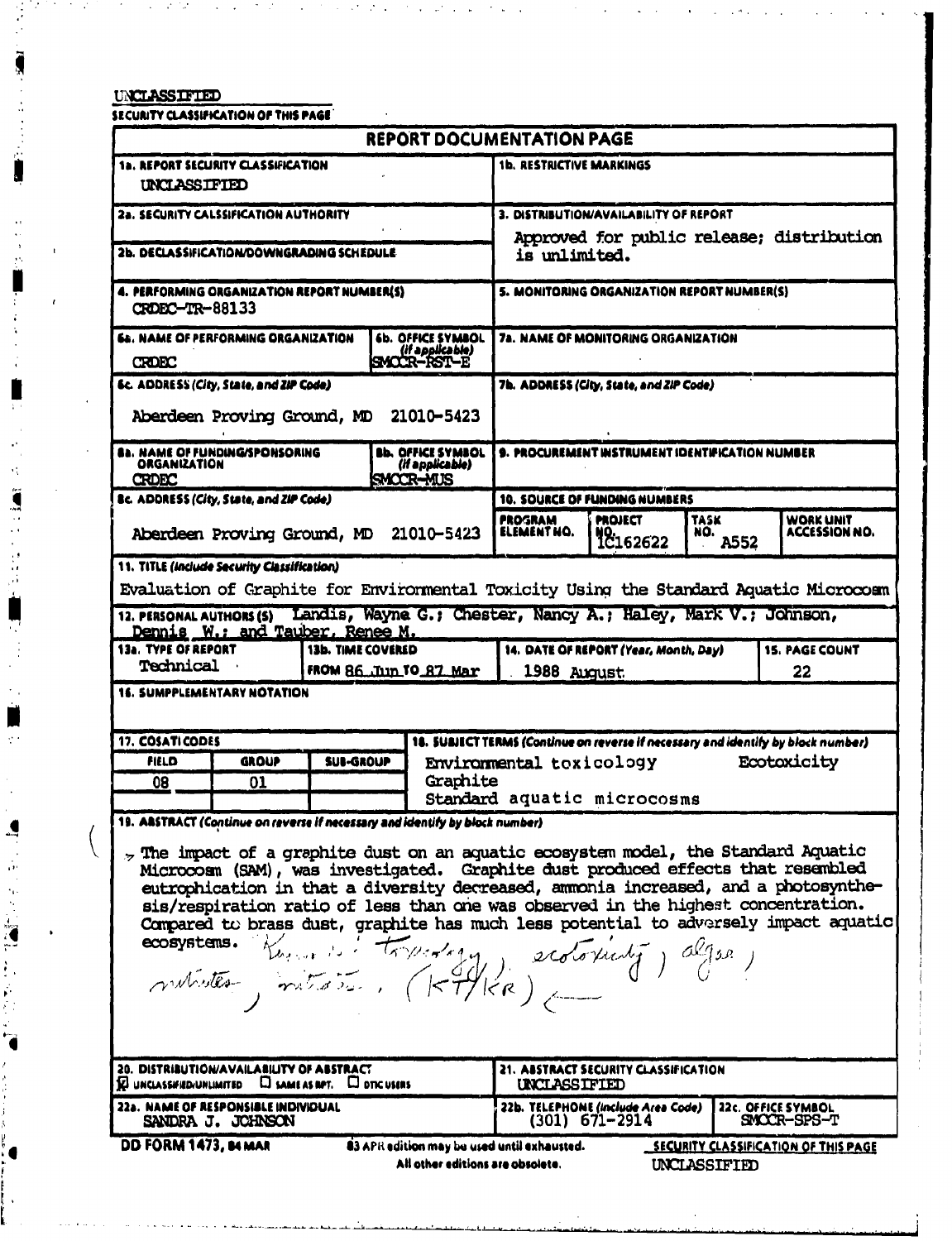UNCLASSIFIED

SECURITY CLASSIFICATION OF THIS PAGE

# REPORT DOCUMENTATION PAGE

| | |
|---|---|
| **1a. REPORT SECURITY CLASSIFICATION**<br>UNCLASSIFIED | **1b. RESTRICTIVE MARKINGS** |
| **2a. SECURITY CALSSIFICATION AUTHORITY** | **3. DISTRIBUTION/AVAILABILITY OF REPORT**<br>Approved for public release; distribution is unlimited. |
| **2b. DECLASSIFICATION/DOWNGRADING SCHEDULE** | |
| **4. PERFORMING ORGANIZATION REPORT NUMBER(S)**<br>CRDEC-TR-88133 | **5. MONITORING ORGANIZATION REPORT NUMBER(S)** |
| **6a. NAME OF PERFORMING ORGANIZATION**<br>CRDEC<br>**6b. OFFICE SYMBOL** *(If applicable)*<br>SMCCR-RST-E | **7a. NAME OF MONITORING ORGANIZATION** |
| **6c. ADDRESS** *(City, State, and ZIP Code)*<br>Aberdeen Proving Ground, MD 21010-5423 | **7b. ADDRESS** *(City, State, and ZIP Code)* |
| **8a. NAME OF FUNDING/SPONSORING ORGANIZATION**<br>CRDEC<br>**8b. OFFICE SYMBOL** *(If applicable)*<br>SMCCR-MUS | **9. PROCUREMENT INSTRUMENT IDENTIFICATION NUMBER** |
| **8c. ADDRESS** *(City, State, and ZIP Code)*<br>Aberdeen Proving Ground, MD 21010-5423 | **10. SOURCE OF FUNDING NUMBERS**<br>PROGRAM ELEMENT NO.: <br>PROJECT NO.: 1C162622<br>TASK NO.: A552<br>WORK UNIT ACCESSION NO.: |

**11. TITLE** *(Include Security Classification)*

Evaluation of Graphite for Environmental Toxicity Using the Standard Aquatic Microcosm

**12. PERSONAL AUTHOR(S)** Landis, Wayne G.; Chester, Nancy A.; Haley, Mark V.; Johnson, Dennis W.; and Tauber, Renee M.

| 13a. TYPE OF REPORT | 13b. TIME COVERED | 14. DATE OF REPORT (Year, Month, Day) | 15. PAGE COUNT |
|---|---|---|---|
| Technical | FROM 86 Jun TO 87 Mar | 1988 August | 22 |

**16. SUMPPLEMENTARY NOTATION**

| 17. COSATI CODES | | | 18. SUBJECT TERMS (Continue on reverse if necessary and identify by block number) |
|---|---|---|---|
| FIELD | GROUP | SUB-GROUP | Environmental toxicology; Ecotoxicity; Graphite; Standard aquatic microcosms |
| 08 | 01 | | |

**19. ABSTRACT** *(Continue on reverse if necessary and identify by block number)*

The impact of a graphite dust on an aquatic ecosystem model, the Standard Aquatic Microcosm (SAM), was investigated. Graphite dust produced effects that resembled eutrophication in that a diversity decreased, ammonia increased, and a photosynthesis/respiration ratio of less than one was observed in the highest concentration. Compared to brass dust, graphite has much less potential to adversely impact aquatic ecosystems. Keywords: Toxicology, ecotoxicity, algae, nitrites, nitrates, (KT/KR)

| | |
|---|---|
| **20. DISTRIBUTION/AVAILABILITY OF ABSTRACT**<br>☒ UNCLASSIFIED/UNLIMITED ☐ SAME AS RPT. ☐ DTIC USERS | **21. ABSTRACT SECURITY CLASSIFICATION**<br>UNCLASSIFIED |
| **22a. NAME OF RESPONSIBLE INDIVIDUAL**<br>SANDRA J. JOHNSON | **22b. TELEPHONE** *(Include Area Code)* (301) 671-2914<br>**22c. OFFICE SYMBOL** SMCCR-SPS-T |

DD FORM 1473, 84 MAR — 83 APR edition may be used until exhausted. All other editions are obsolete.

SECURITY CLASSIFICATION OF THIS PAGE

UNCLASSIFIED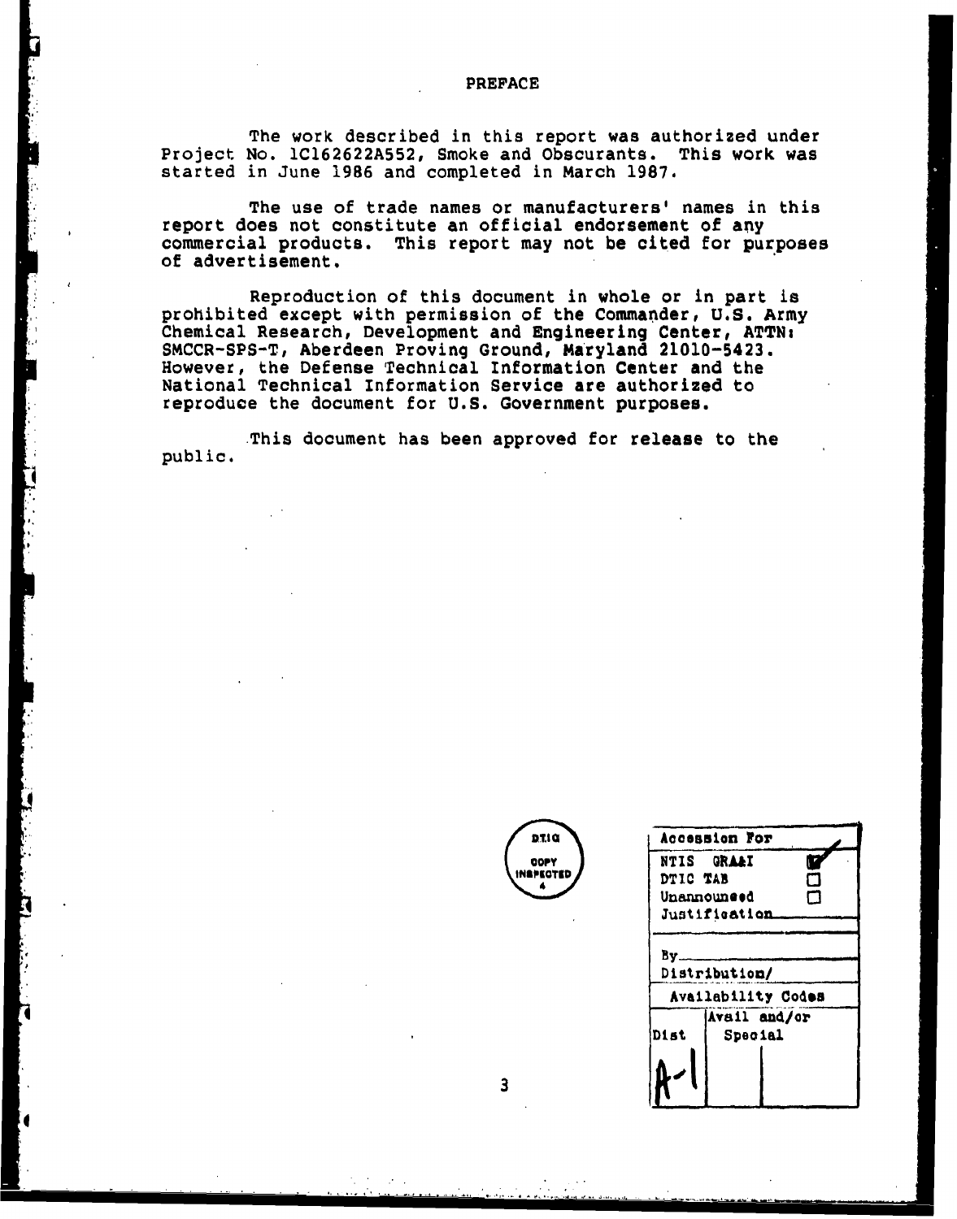# PREFACE

The work described in this report was authorized under Project No. 1C162622A552, Smoke and Obscurants. This work was started in June 1986 and completed in March 1987.

The use of trade names or manufacturers' names in this report does not constitute an official endorsement of any commercial products. This report may not be cited for purposes of advertisement.

Reproduction of this document in whole or in part is prohibited except with permission of the Commander, U.S. Army Chemical Research, Development and Engineering Center, ATTN: SMCCR-SPS-T, Aberdeen Proving Ground, Maryland 21010-5423. However, the Defense Technical Information Center and the National Technical Information Service are authorized to reproduce the document for U.S. Government purposes.

This document has been approved for release to the public.

DTIC COPY INSPECTED 4

| Accession For | |
|---|---|
| NTIS GRA&I | ☑ |
| DTIC TAB | ☐ |
| Unannounced | ☐ |
| Justification | |
| By | |
| Distribution/ | |
| Availability Codes | |
| Dist | Avail and/or Special |
| A-1 | |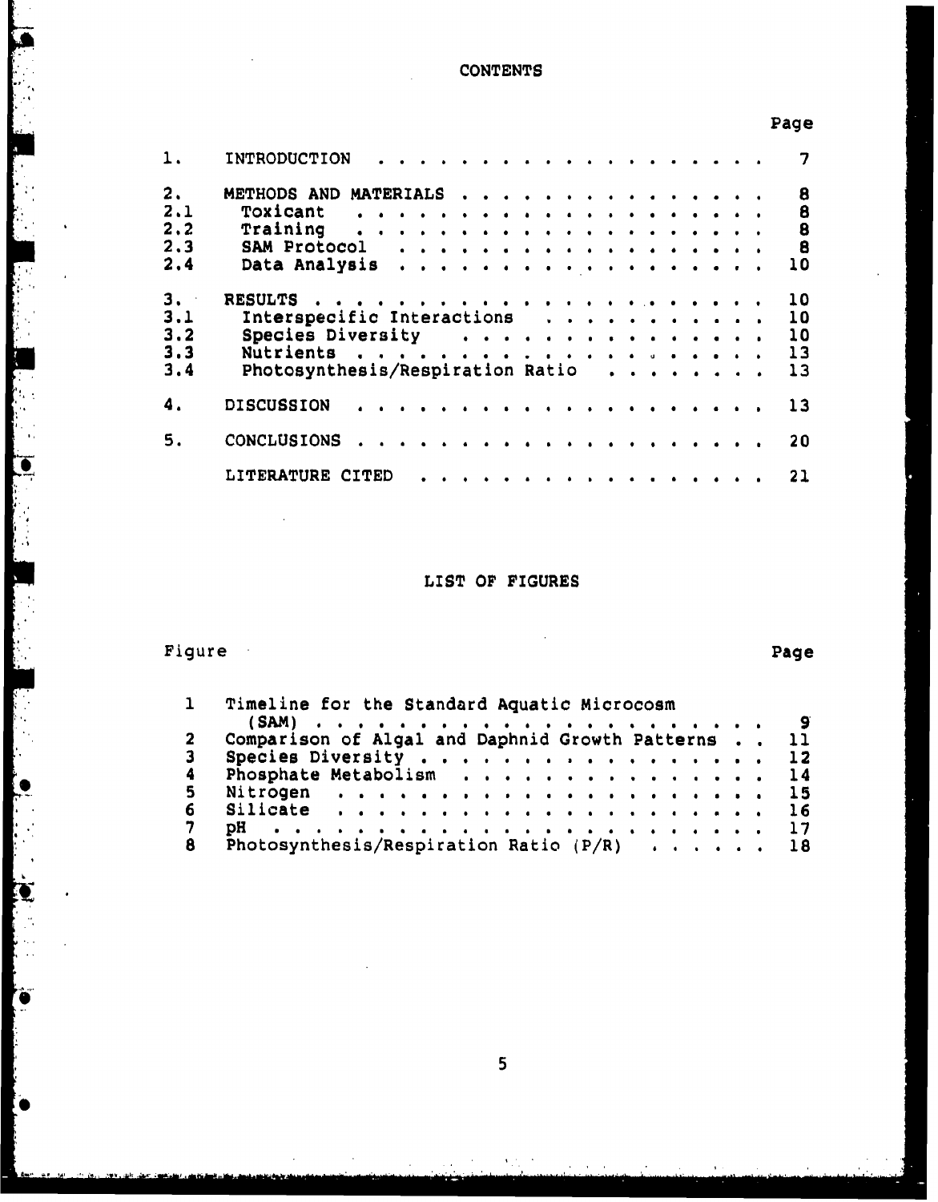# CONTENTS

| | | Page |
|---|---|---|
| 1. | INTRODUCTION | 7 |
| 2. | METHODS AND MATERIALS | 8 |
| 2.1 | Toxicant | 8 |
| 2.2 | Training | 8 |
| 2.3 | SAM Protocol | 8 |
| 2.4 | Data Analysis | 10 |
| 3. | RESULTS | 10 |
| 3.1 | Interspecific Interactions | 10 |
| 3.2 | Species Diversity | 10 |
| 3.3 | Nutrients | 13 |
| 3.4 | Photosynthesis/Respiration Ratio | 13 |
| 4. | DISCUSSION | 13 |
| 5. | CONCLUSIONS | 20 |
| | LITERATURE CITED | 21 |

# LIST OF FIGURES

| Figure | | Page |
|---|---|---|
| 1 | Timeline for the Standard Aquatic Microcosm (SAM) | 9 |
| 2 | Comparison of Algal and Daphnid Growth Patterns | 11 |
| 3 | Species Diversity | 12 |
| 4 | Phosphate Metabolism | 14 |
| 5 | Nitrogen | 15 |
| 6 | Silicate | 16 |
| 7 | pH | 17 |
| 8 | Photosynthesis/Respiration Ratio (P/R) | 18 |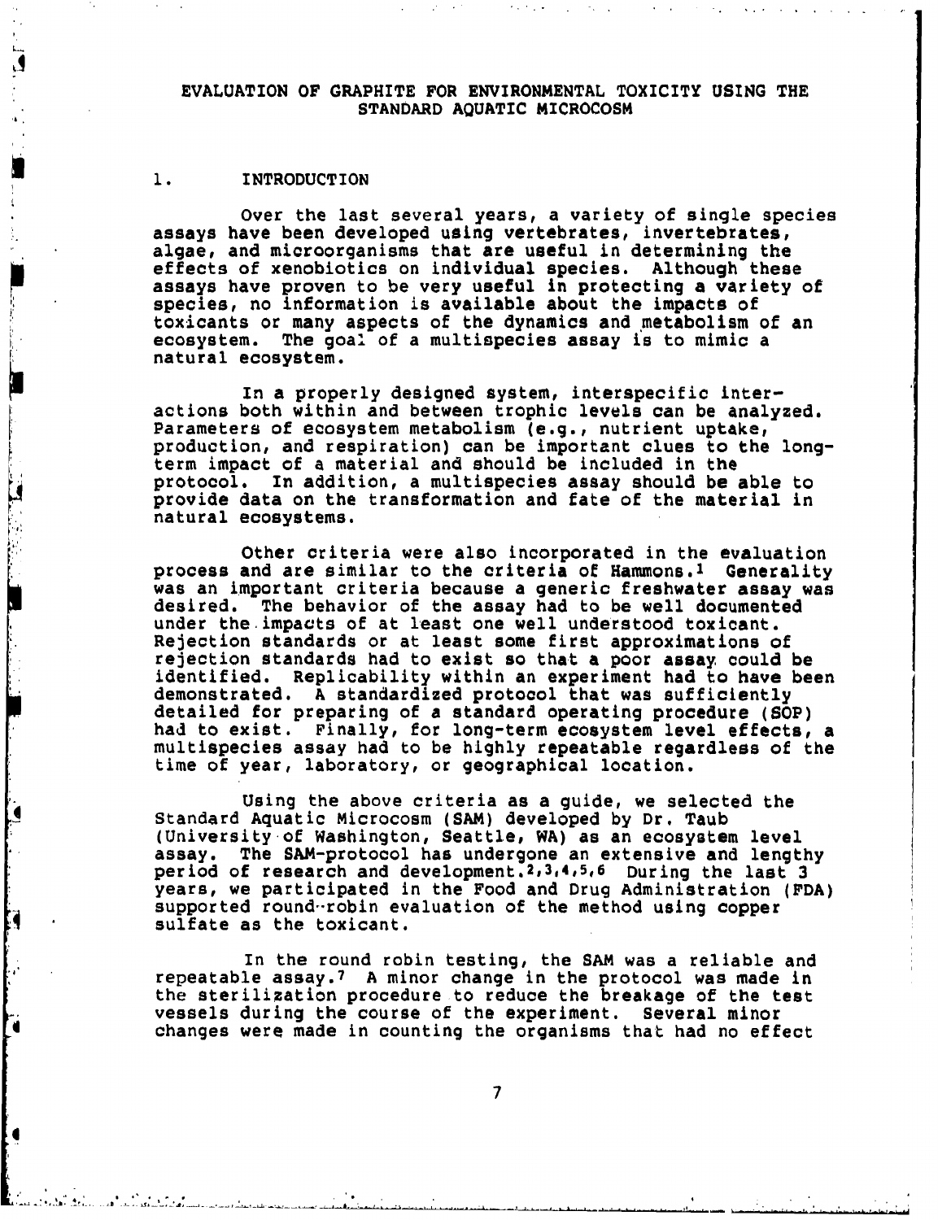# EVALUATION OF GRAPHITE FOR ENVIRONMENTAL TOXICITY USING THE STANDARD AQUATIC MICROCOSM

## 1. INTRODUCTION

Over the last several years, a variety of single species assays have been developed using vertebrates, invertebrates, algae, and microorganisms that are useful in determining the effects of xenobiotics on individual species. Although these assays have proven to be very useful in protecting a variety of species, no information is available about the impacts of toxicants or many aspects of the dynamics and metabolism of an ecosystem. The goal of a multispecies assay is to mimic a natural ecosystem.

In a properly designed system, interspecific interactions both within and between trophic levels can be analyzed. Parameters of ecosystem metabolism (e.g., nutrient uptake, production, and respiration) can be important clues to the long-term impact of a material and should be included in the protocol. In addition, a multispecies assay should be able to provide data on the transformation and fate of the material in natural ecosystems.

Other criteria were also incorporated in the evaluation process and are similar to the criteria of Hammons.[1] Generality was an important criteria because a generic freshwater assay was desired. The behavior of the assay had to be well documented under the impacts of at least one well understood toxicant. Rejection standards or at least some first approximations of rejection standards had to exist so that a poor assay could be identified. Replicability within an experiment had to have been demonstrated. A standardized protocol that was sufficiently detailed for preparing of a standard operating procedure (SOP) had to exist. Finally, for long-term ecosystem level effects, a multispecies assay had to be highly repeatable regardless of the time of year, laboratory, or geographical location.

Using the above criteria as a guide, we selected the Standard Aquatic Microcosm (SAM) developed by Dr. Taub (University of Washington, Seattle, WA) as an ecosystem level assay. The SAM-protocol has undergone an extensive and lengthy period of research and development.[2,3,4,5,6] During the last 3 years, we participated in the Food and Drug Administration (FDA) supported round-robin evaluation of the method using copper sulfate as the toxicant.

In the round robin testing, the SAM was a reliable and repeatable assay.[7] A minor change in the protocol was made in the sterilization procedure to reduce the breakage of the test vessels during the course of the experiment. Several minor changes were made in counting the organisms that had no effect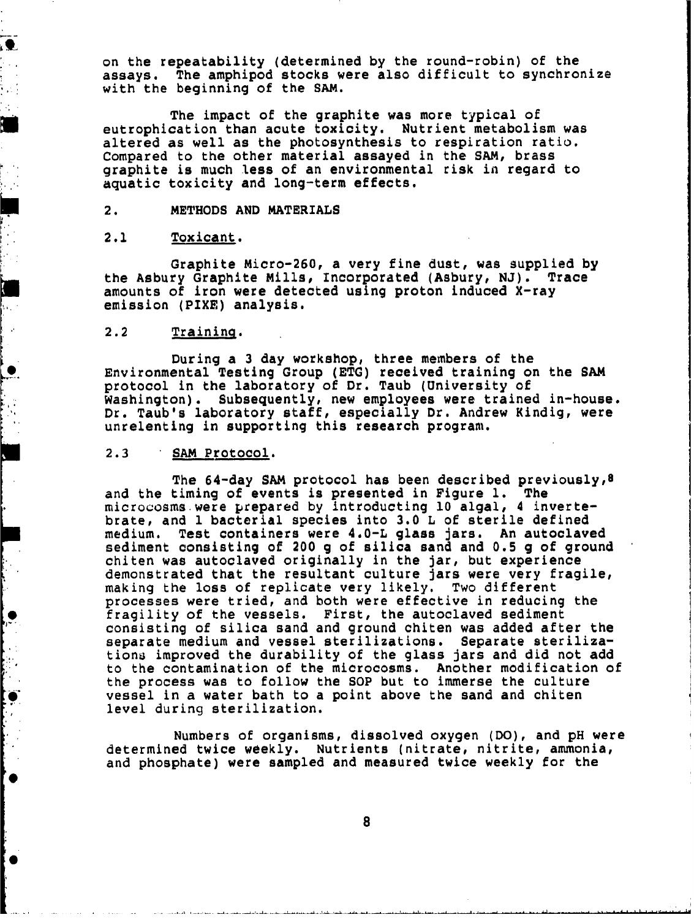on the repeatability (determined by the round-robin) of the assays. The amphipod stocks were also difficult to synchronize with the beginning of the SAM.

The impact of the graphite was more typical of eutrophication than acute toxicity. Nutrient metabolism was altered as well as the photosynthesis to respiration ratio. Compared to the other material assayed in the SAM, brass graphite is much less of an environmental risk in regard to aquatic toxicity and long-term effects.

## 2. METHODS AND MATERIALS

### 2.1 Toxicant.

Graphite Micro-260, a very fine dust, was supplied by the Asbury Graphite Mills, Incorporated (Asbury, NJ). Trace amounts of iron were detected using proton induced X-ray emission (PIXE) analysis.

### 2.2 Training.

During a 3 day workshop, three members of the Environmental Testing Group (ETG) received training on the SAM protocol in the laboratory of Dr. Taub (University of Washington). Subsequently, new employees were trained in-house. Dr. Taub's laboratory staff, especially Dr. Andrew Kindig, were unrelenting in supporting this research program.

### 2.3 SAM Protocol.

The 64-day SAM protocol has been described previously,[8] and the timing of events is presented in Figure 1. The microcosms were prepared by introducting 10 algal, 4 invertebrate, and 1 bacterial species into 3.0 L of sterile defined medium. Test containers were 4.0-L glass jars. An autoclaved sediment consisting of 200 g of silica sand and 0.5 g of ground chiten was autoclaved originally in the jar, but experience demonstrated that the resultant culture jars were very fragile, making the loss of replicate very likely. Two different processes were tried, and both were effective in reducing the fragility of the vessels. First, the autoclaved sediment consisting of silica sand and ground chiten was added after the separate medium and vessel sterilizations. Separate sterilizations improved the durability of the glass jars and did not add to the contamination of the microcosms. Another modification of the process was to follow the SOP but to immerse the culture vessel in a water bath to a point above the sand and chiten level during sterilization.

Numbers of organisms, dissolved oxygen (DO), and pH were determined twice weekly. Nutrients (nitrate, nitrite, ammonia, and phosphate) were sampled and measured twice weekly for the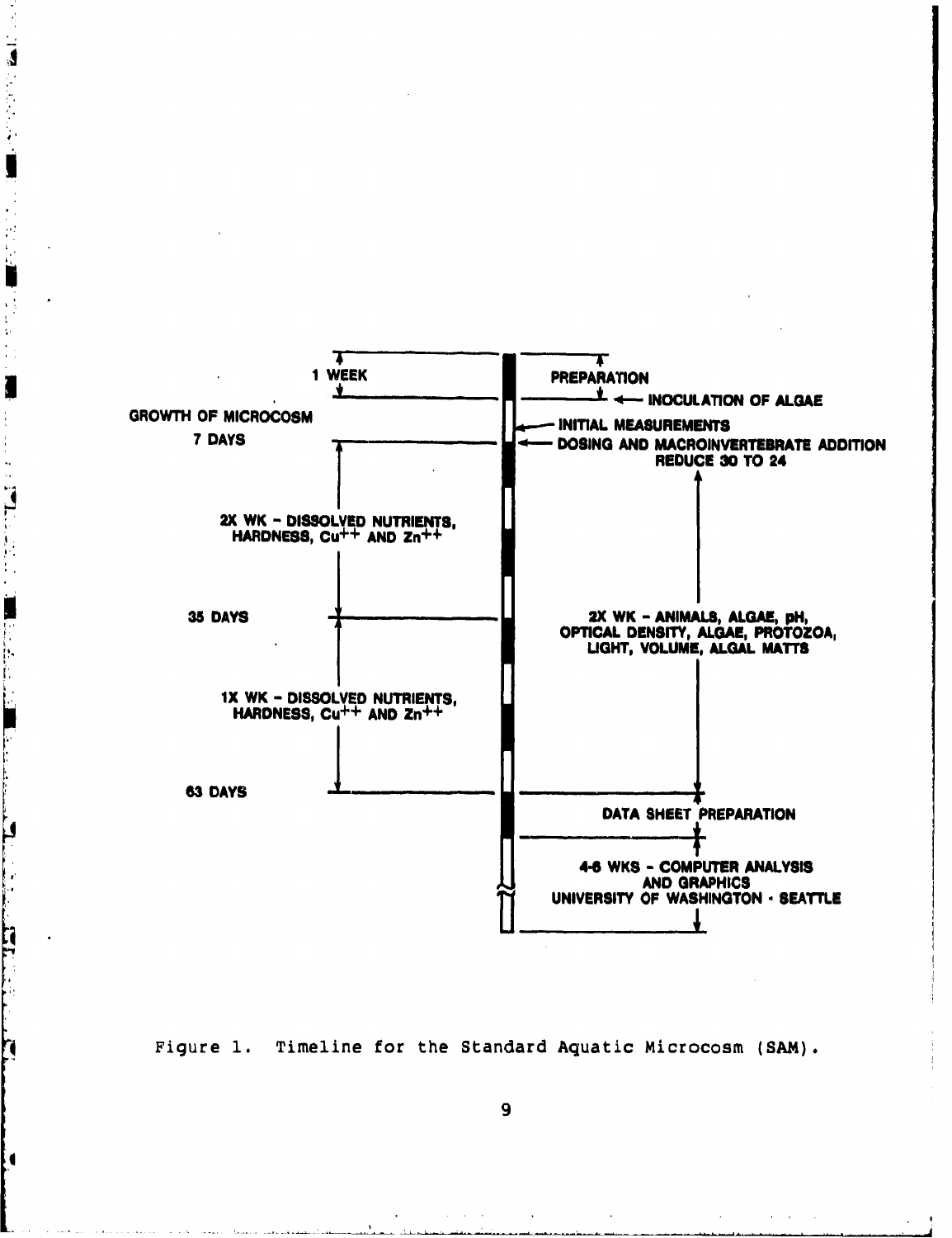1 WEEK

PREPARATION

← INOCULATION OF ALGAE

GROWTH OF MICROCOSM

← INITIAL MEASUREMENTS

7 DAYS

← DOSING AND MACROINVERTEBRATE ADDITION
REDUCE 30 TO 24

2X WK – DISSOLVED NUTRIENTS, HARDNESS, $Cu^{++}$ AND $Zn^{++}$

35 DAYS

2X WK – ANIMALS, ALGAE, pH, OPTICAL DENSITY, ALGAE, PROTOZOA, LIGHT, VOLUME, ALGAL MATTS

1X WK – DISSOLVED NUTRIENTS, HARDNESS, $Cu^{++}$ AND $Zn^{++}$

63 DAYS

DATA SHEET PREPARATION

4-6 WKS – COMPUTER ANALYSIS AND GRAPHICS
UNIVERSITY OF WASHINGTON · SEATTLE

Figure 1. Timeline for the Standard Aquatic Microcosm (SAM).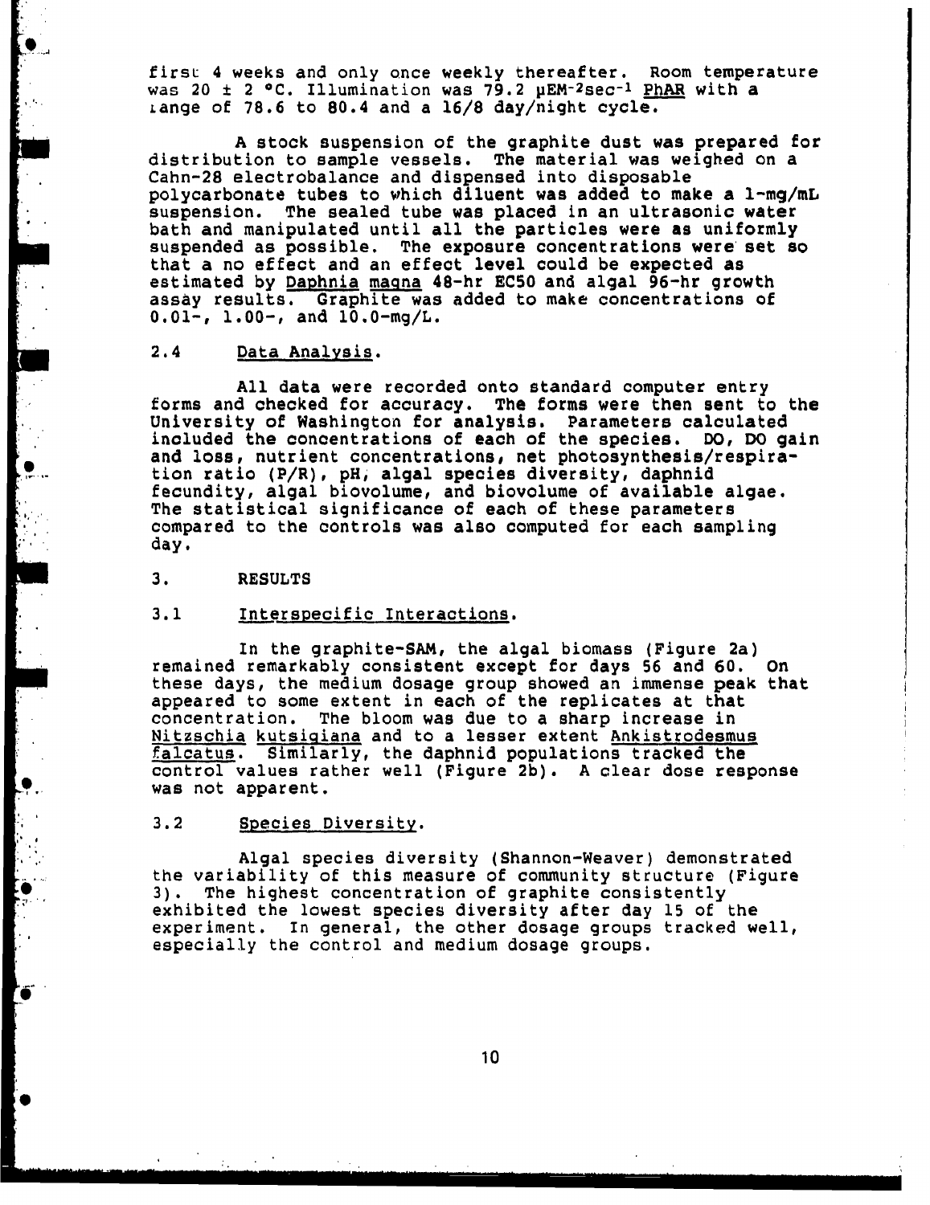first 4 weeks and only once weekly thereafter. Room temperature was 20 ± 2 °C. Illumination was 79.2 $\mu EM^{-2} sec^{-1}$ PhAR with a range of 78.6 to 80.4 and a 16/8 day/night cycle.

A stock suspension of the graphite dust was prepared for distribution to sample vessels. The material was weighed on a Cahn-28 electrobalance and dispensed into disposable polycarbonate tubes to which diluent was added to make a 1-mg/mL suspension. The sealed tube was placed in an ultrasonic water bath and manipulated until all the particles were as uniformly suspended as possible. The exposure concentrations were set so that a no effect and an effect level could be expected as estimated by *Daphnia magna* 48-hr EC50 and algal 96-hr growth assay results. Graphite was added to make concentrations of 0.01-, 1.00-, and 10.0-mg/L.

### 2.4 Data Analysis.

All data were recorded onto standard computer entry forms and checked for accuracy. The forms were then sent to the University of Washington for analysis. Parameters calculated included the concentrations of each of the species. DO, DO gain and loss, nutrient concentrations, net photosynthesis/respiration ratio (P/R), pH, algal species diversity, daphnid fecundity, algal biovolume, and biovolume of available algae. The statistical significance of each of these parameters compared to the controls was also computed for each sampling day.

## 3. RESULTS

### 3.1 Interspecific Interactions.

In the graphite-SAM, the algal biomass (Figure 2a) remained remarkably consistent except for days 56 and 60. On these days, the medium dosage group showed an immense peak that appeared to some extent in each of the replicates at that concentration. The bloom was due to a sharp increase in *Nitzschia kutsigiana* and to a lesser extent *Ankistrodesmus falcatus*. Similarly, the daphnid populations tracked the control values rather well (Figure 2b). A clear dose response was not apparent.

### 3.2 Species Diversity.

Algal species diversity (Shannon-Weaver) demonstrated the variability of this measure of community structure (Figure 3). The highest concentration of graphite consistently exhibited the lowest species diversity after day 15 of the experiment. In general, the other dosage groups tracked well, especially the control and medium dosage groups.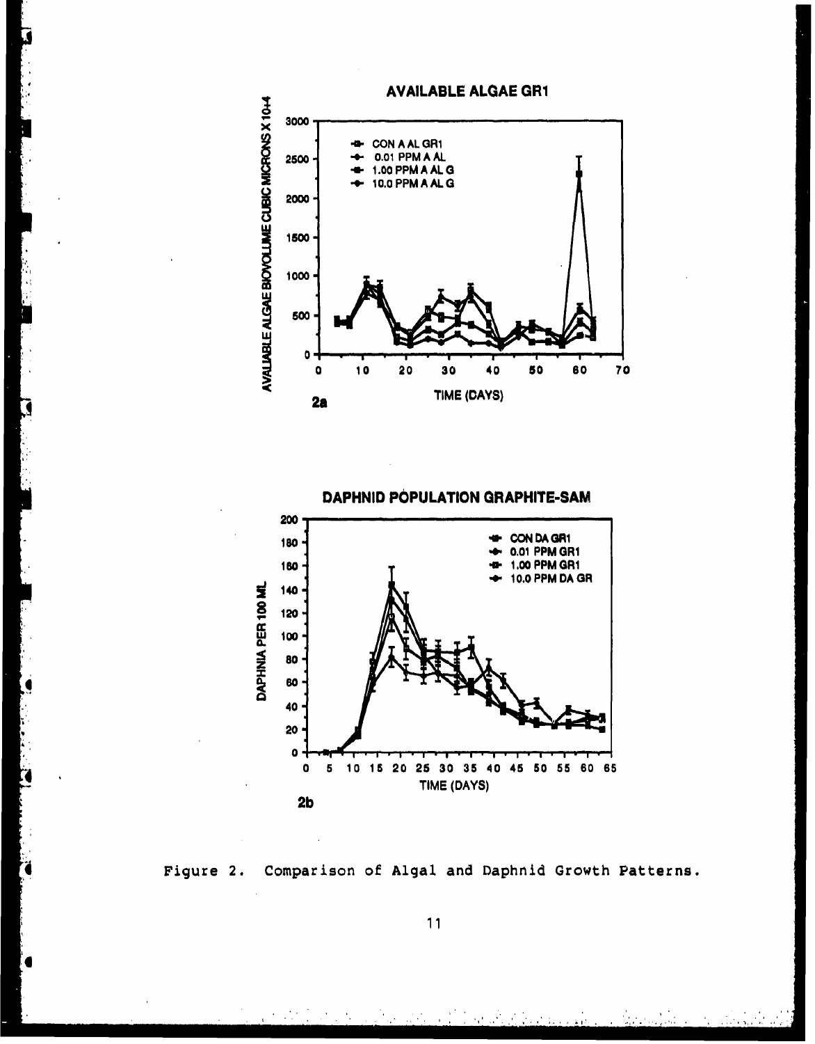Figure 2. Comparison of Algal and Daphnid Growth Patterns.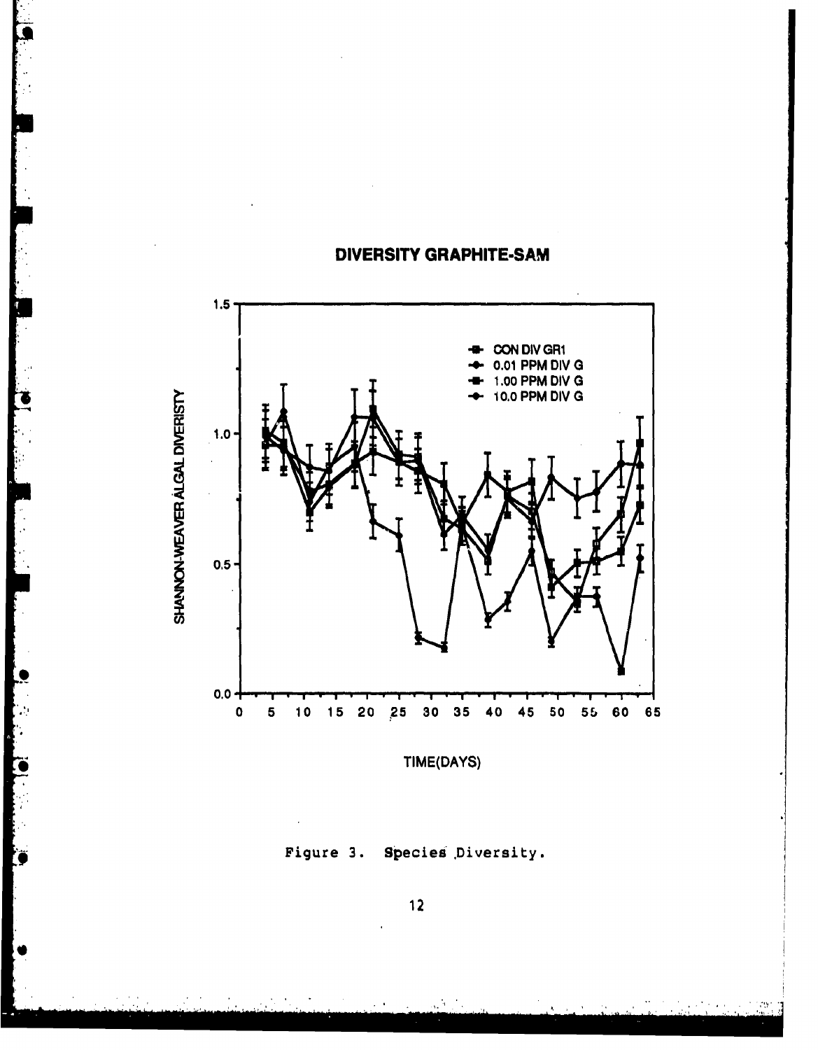**DIVERSITY GRAPHITE-SAM**

Figure 3. Species Diversity.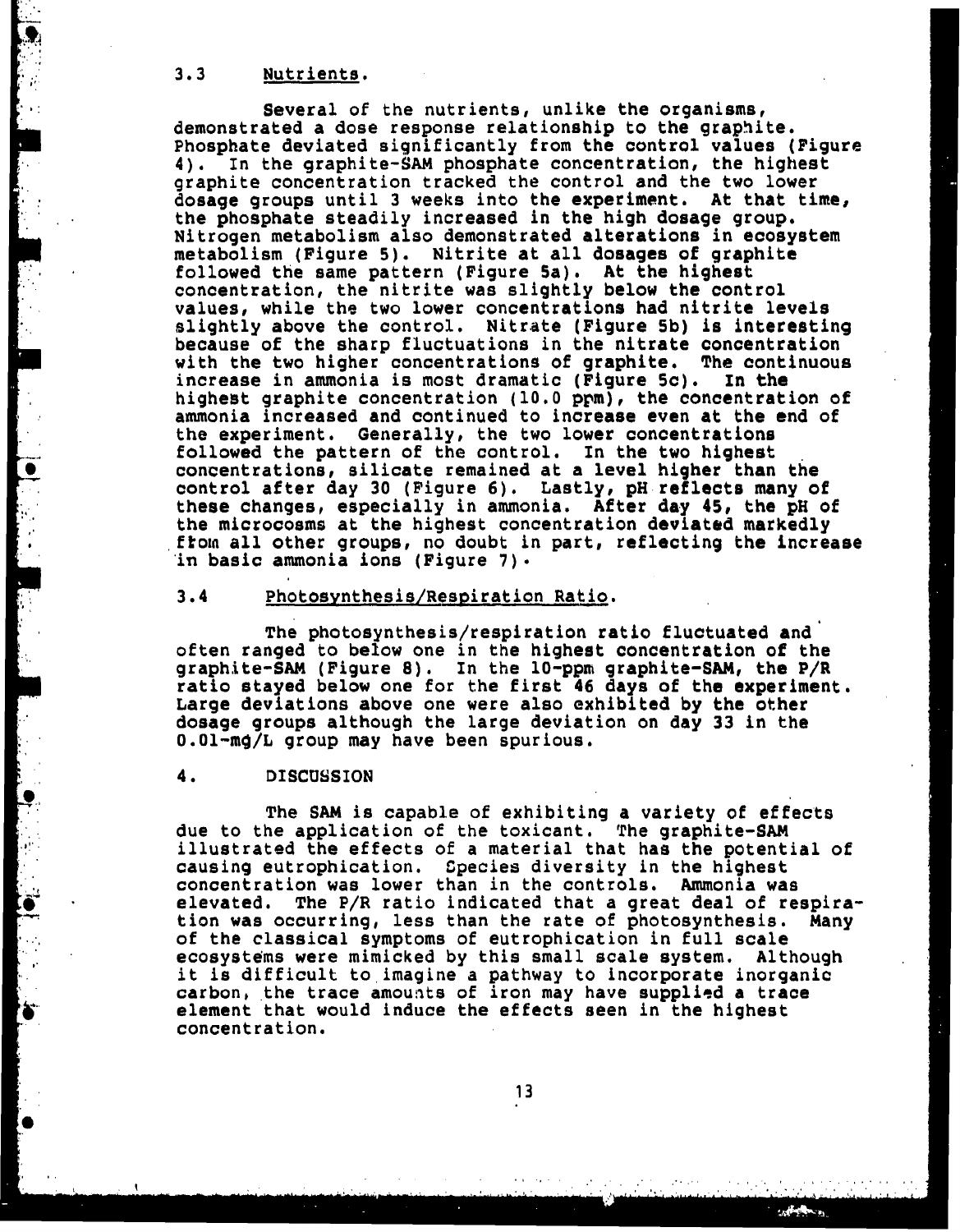### 3.3 Nutrients.

Several of the nutrients, unlike the organisms, demonstrated a dose response relationship to the graphite. Phosphate deviated significantly from the control values (Figure 4). In the graphite-SAM phosphate concentration, the highest graphite concentration tracked the control and the two lower dosage groups until 3 weeks into the experiment. At that time, the phosphate steadily increased in the high dosage group. Nitrogen metabolism also demonstrated alterations in ecosystem metabolism (Figure 5). Nitrite at all dosages of graphite followed the same pattern (Figure 5a). At the highest concentration, the nitrite was slightly below the control values, while the two lower concentrations had nitrite levels slightly above the control. Nitrate (Figure 5b) is interesting because of the sharp fluctuations in the nitrate concentration with the two higher concentrations of graphite. The continuous increase in ammonia is most dramatic (Figure 5c). In the highest graphite concentration (10.0 ppm), the concentration of ammonia increased and continued to increase even at the end of the experiment. Generally, the two lower concentrations followed the pattern of the control. In the two highest concentrations, silicate remained at a level higher than the control after day 30 (Figure 6). Lastly, pH reflects many of these changes, especially in ammonia. After day 45, the pH of the microcosms at the highest concentration deviated markedly from all other groups, no doubt in part, reflecting the increase in basic ammonia ions (Figure 7).

### 3.4 Photosynthesis/Respiration Ratio.

The photosynthesis/respiration ratio fluctuated and often ranged to below one in the highest concentration of the graphite-SAM (Figure 8). In the 10-ppm graphite-SAM, the P/R ratio stayed below one for the first 46 days of the experiment. Large deviations above one were also exhibited by the other dosage groups although the large deviation on day 33 in the 0.01-mg/L group may have been spurious.

## 4. DISCUSSION

The SAM is capable of exhibiting a variety of effects due to the application of the toxicant. The graphite-SAM illustrated the effects of a material that has the potential of causing eutrophication. Species diversity in the highest concentration was lower than in the controls. Ammonia was elevated. The P/R ratio indicated that a great deal of respiration was occurring, less than the rate of photosynthesis. Many of the classical symptoms of eutrophication in full scale ecosystems were mimicked by this small scale system. Although it is difficult to imagine a pathway to incorporate inorganic carbon, the trace amounts of iron may have supplied a trace element that would induce the effects seen in the highest concentration.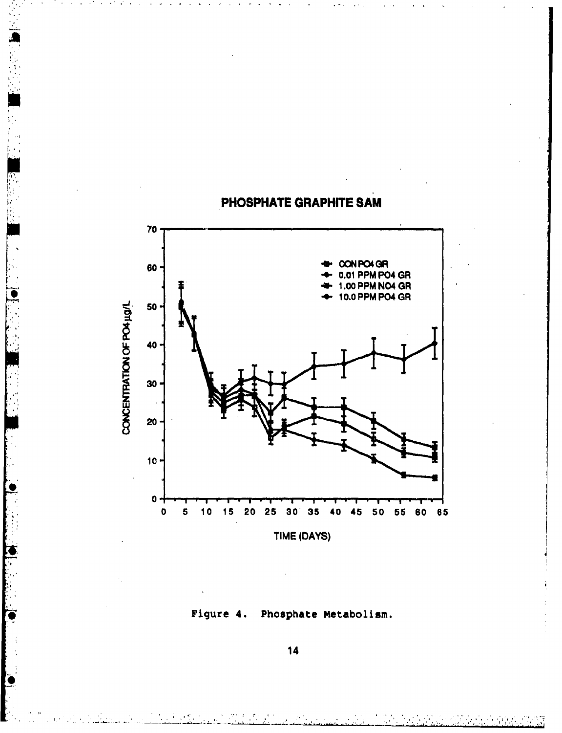## PHOSPHATE GRAPHITE SAM

Figure 4. Phosphate Metabolism.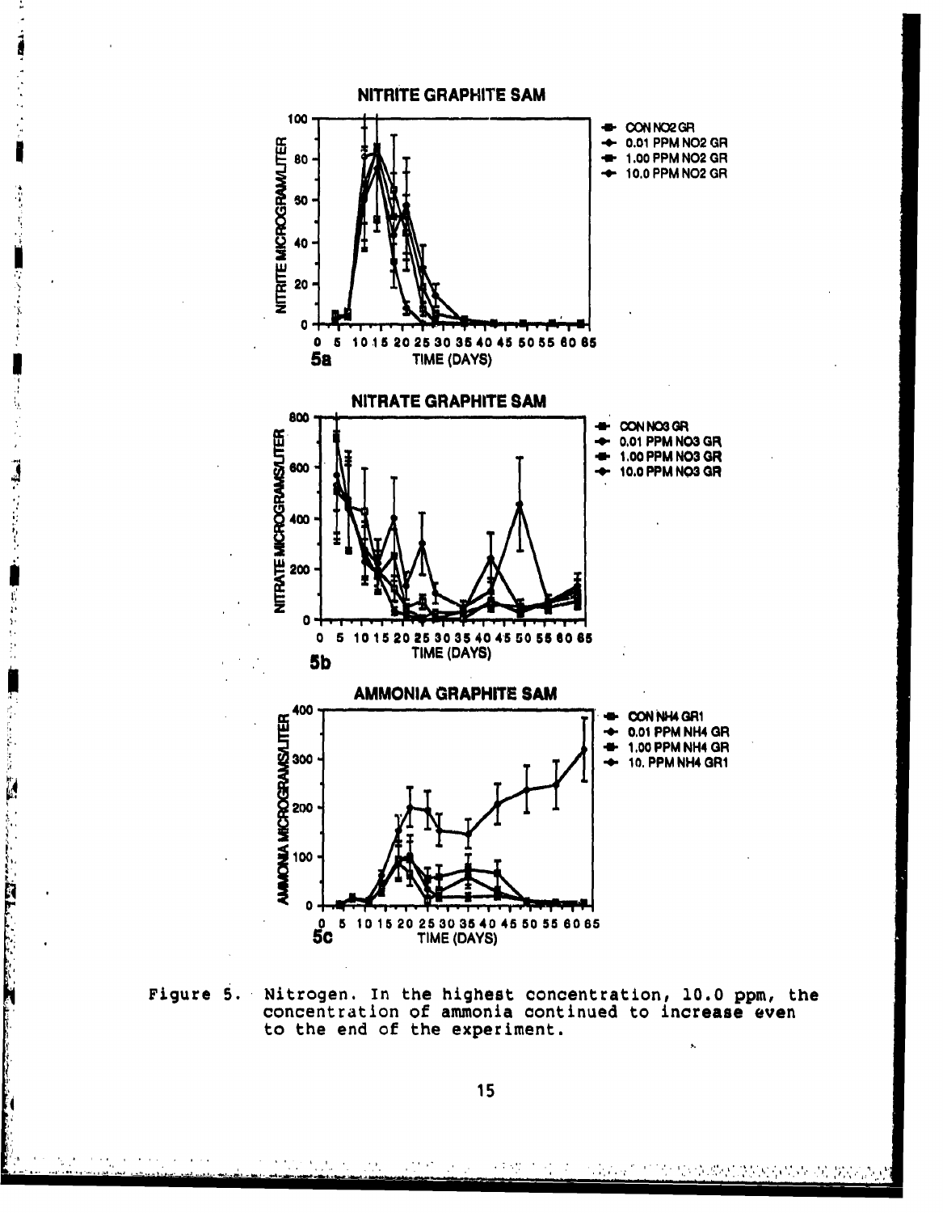Figure 5. Nitrogen. In the highest concentration, 10.0 ppm, the concentration of ammonia continued to increase even to the end of the experiment.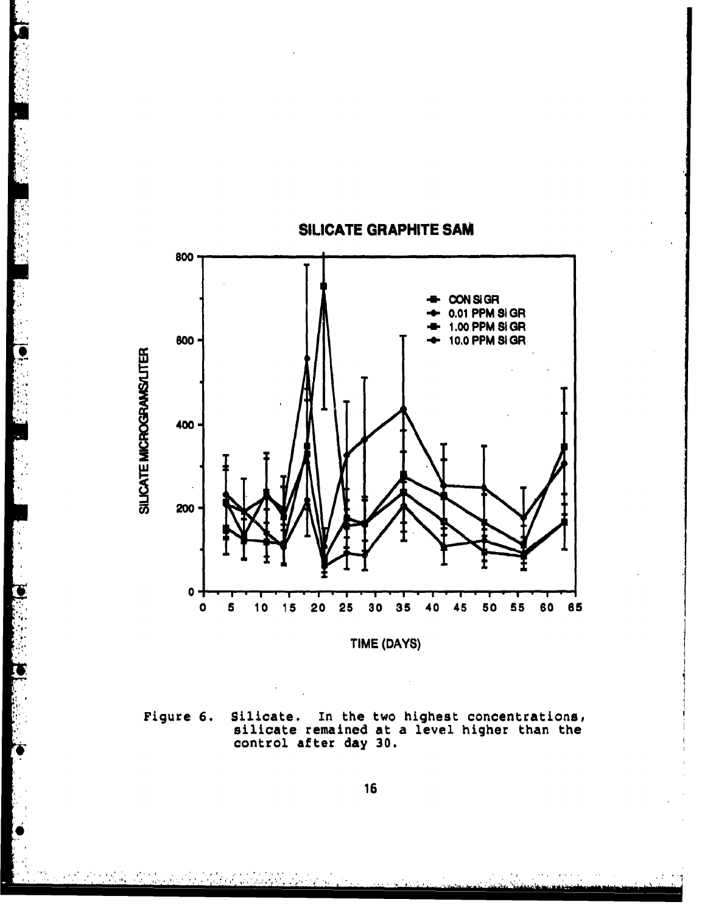Figure 6. Silicate. In the two highest concentrations, silicate remained at a level higher than the control after day 30.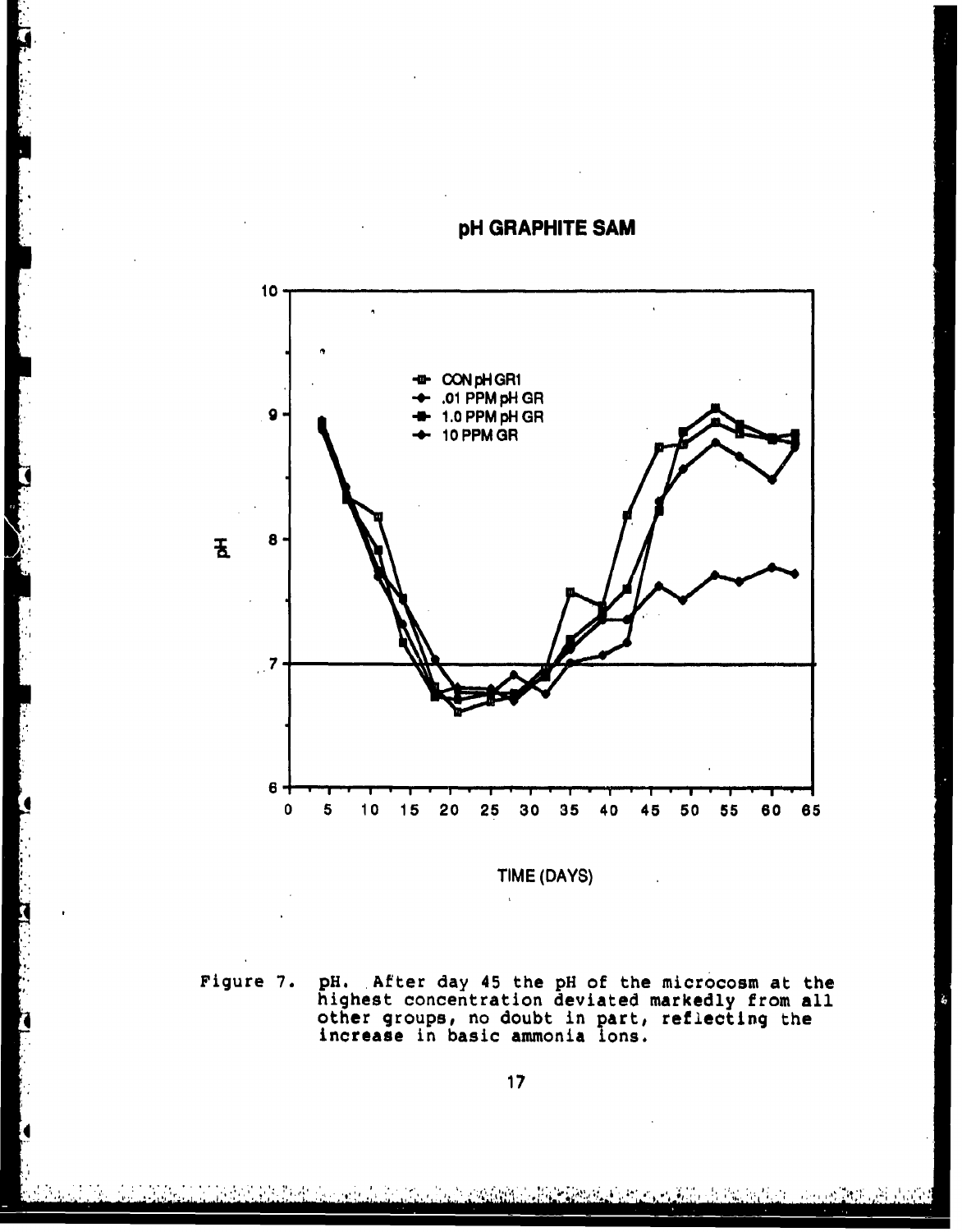pH GRAPHITE SAM

Figure 7. pH. After day 45 the pH of the microcosm at the highest concentration deviated markedly from all other groups, no doubt in part, reflecting the increase in basic ammonia ions.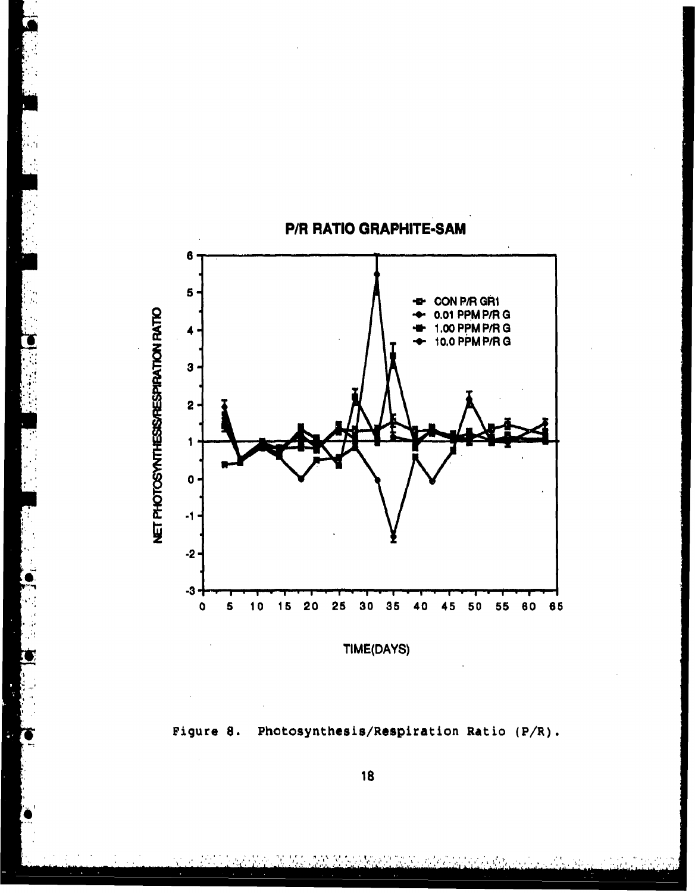P/R RATIO GRAPHITE-SAM

NET PHOTOSYNTHESIS/RESPIRATION RATIO

- CON P/R GR1
- 0.01 PPM P/R G
- 1.00 PPM P/R G
- 10.0 PPM P/R G

TIME(DAYS)

Figure 8. Photosynthesis/Respiration Ratio (P/R).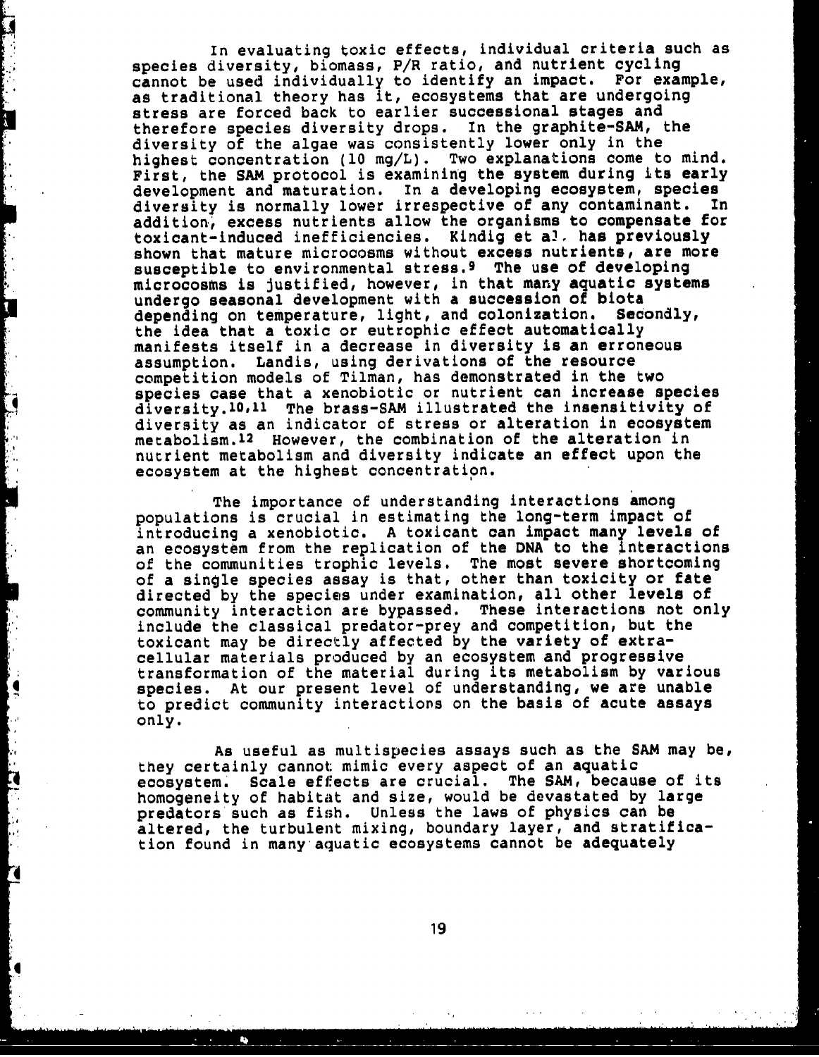In evaluating toxic effects, individual criteria such as species diversity, biomass, P/R ratio, and nutrient cycling cannot be used individually to identify an impact. For example, as traditional theory has it, ecosystems that are undergoing stress are forced back to earlier successional stages and therefore species diversity drops. In the graphite-SAM, the diversity of the algae was consistently lower only in the highest concentration (10 mg/L). Two explanations come to mind. First, the SAM protocol is examining the system during its early development and maturation. In a developing ecosystem, species diversity is normally lower irrespective of any contaminant. In addition, excess nutrients allow the organisms to compensate for toxicant-induced inefficiencies. Kindig et al. has previously shown that mature microcosms without excess nutrients, are more susceptible to environmental stress.[9] The use of developing microcosms is justified, however, in that many aquatic systems undergo seasonal development with a succession of biota depending on temperature, light, and colonization. Secondly, the idea that a toxic or eutrophic effect automatically manifests itself in a decrease in diversity is an erroneous assumption. Landis, using derivations of the resource competition models of Tilman, has demonstrated in the two species case that a xenobiotic or nutrient can increase species diversity.[10,11] The brass-SAM illustrated the insensitivity of diversity as an indicator of stress or alteration in ecosystem metabolism.[12] However, the combination of the alteration in nutrient metabolism and diversity indicate an effect upon the ecosystem at the highest concentration.

The importance of understanding interactions among populations is crucial in estimating the long-term impact of introducing a xenobiotic. A toxicant can impact many levels of an ecosystem from the replication of the DNA to the interactions of the communities trophic levels. The most severe shortcoming of a single species assay is that, other than toxicity or fate directed by the species under examination, all other levels of community interaction are bypassed. These interactions not only include the classical predator-prey and competition, but the toxicant may be directly affected by the variety of extracellular materials produced by an ecosystem and progressive transformation of the material during its metabolism by various species. At our present level of understanding, we are unable to predict community interactions on the basis of acute assays only.

As useful as multispecies assays such as the SAM may be, they certainly cannot mimic every aspect of an aquatic ecosystem. Scale effects are crucial. The SAM, because of its homogeneity of habitat and size, would be devastated by large predators such as fish. Unless the laws of physics can be altered, the turbulent mixing, boundary layer, and stratification found in many aquatic ecosystems cannot be adequately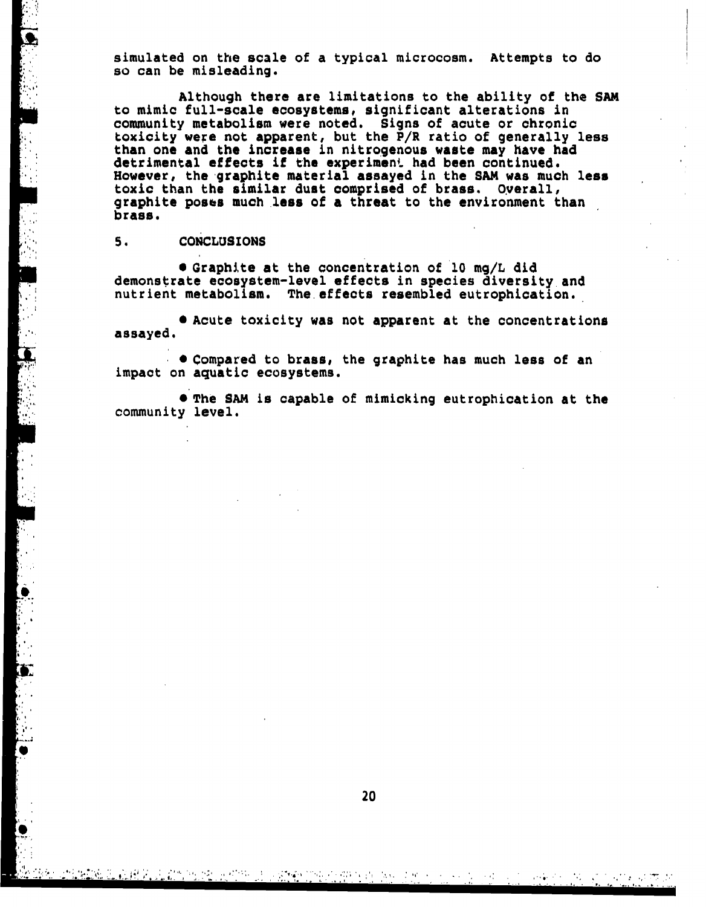simulated on the scale of a typical microcosm. Attempts to do so can be misleading.

Although there are limitations to the ability of the SAM to mimic full-scale ecosystems, significant alterations in community metabolism were noted. Signs of acute or chronic toxicity were not apparent, but the P/R ratio of generally less than one and the increase in nitrogenous waste may have had detrimental effects if the experiment had been continued. However, the graphite material assayed in the SAM was much less toxic than the similar dust comprised of brass. Overall, graphite poses much less of a threat to the environment than brass.

## 5. CONCLUSIONS

- Graphite at the concentration of 10 mg/L did demonstrate ecosystem-level effects in species diversity and nutrient metabolism. The effects resembled eutrophication.

- Acute toxicity was not apparent at the concentrations assayed.

- Compared to brass, the graphite has much less of an impact on aquatic ecosystems.

- The SAM is capable of mimicking eutrophication at the community level.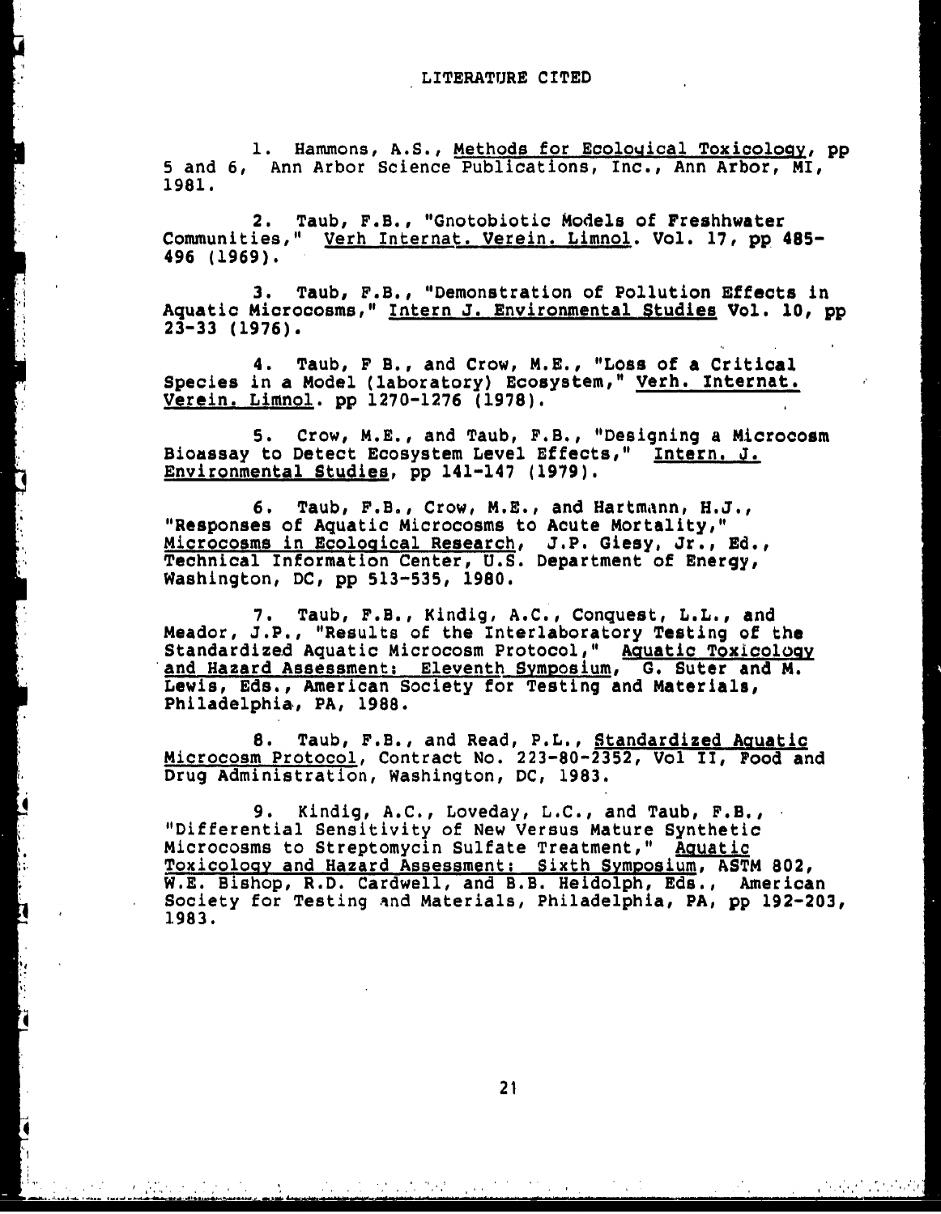# LITERATURE CITED

1. Hammons, A.S., Methods for Ecological Toxicology, pp 5 and 6, Ann Arbor Science Publications, Inc., Ann Arbor, MI, 1981.

2. Taub, F.B., "Gnotobiotic Models of Freshhwater Communities," Verh Internat. Verein. Limnol. Vol. 17, pp 485-496 (1969).

3. Taub, F.B., "Demonstration of Pollution Effects in Aquatic Microcosms," Intern J. Environmental Studies Vol. 10, pp 23-33 (1976).

4. Taub, F B., and Crow, M.E., "Loss of a Critical Species in a Model (laboratory) Ecosystem," Verh. Internat. Verein. Limnol. pp 1270-1276 (1978).

5. Crow, M.E., and Taub, F.B., "Designing a Microcosm Bioassay to Detect Ecosystem Level Effects," Intern. J. Environmental Studies, pp 141-147 (1979).

6. Taub, F.B., Crow, M.E., and Hartmann, H.J., "Responses of Aquatic Microcosms to Acute Mortality," Microcosms in Ecological Research, J.P. Giesy, Jr., Ed., Technical Information Center, U.S. Department of Energy, Washington, DC, pp 513-535, 1980.

7. Taub, F.B., Kindig, A.C., Conquest, L.L., and Meador, J.P., "Results of the Interlaboratory Testing of the Standardized Aquatic Microcosm Protocol," Aquatic Toxicology and Hazard Assessment: Eleventh Symposium, G. Suter and M. Lewis, Eds., American Society for Testing and Materials, Philadelphia, PA, 1988.

8. Taub, F.B., and Read, P.L., Standardized Aquatic Microcosm Protocol, Contract No. 223-80-2352, Vol II, Food and Drug Administration, Washington, DC, 1983.

9. Kindig, A.C., Loveday, L.C., and Taub, F.B., "Differential Sensitivity of New Versus Mature Synthetic Microcosms to Streptomycin Sulfate Treatment," Aquatic Toxicology and Hazard Assessment: Sixth Symposium, ASTM 802, W.E. Bishop, R.D. Cardwell, and B.B. Heidolph, Eds., American Society for Testing and Materials, Philadelphia, PA, pp 192-203, 1983.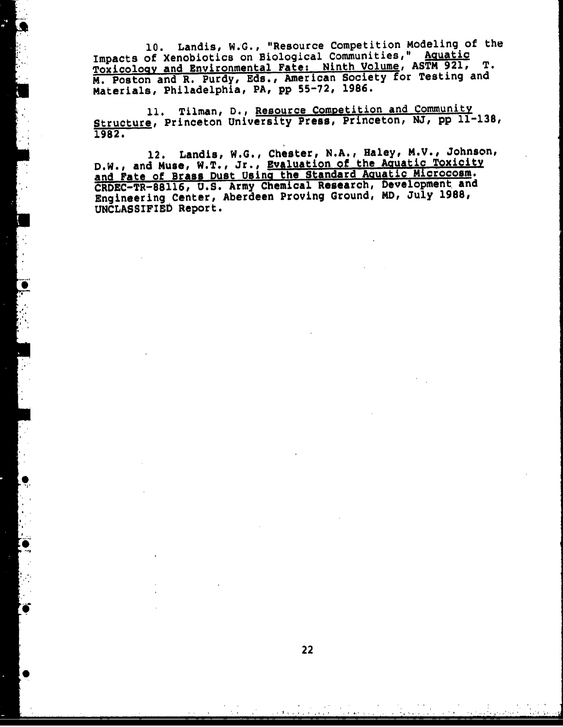10. Landis, W.G., "Resource Competition Modeling of the Impacts of Xenobiotics on Biological Communities," Aquatic Toxicology and Environmental Fate: Ninth Volume, ASTM 921, T. M. Poston and R. Purdy, Eds., American Society for Testing and Materials, Philadelphia, PA, pp 55-72, 1986.

11. Tilman, D., Resource Competition and Community Structure, Princeton University Press, Princeton, NJ, pp 11-138, 1982.

12. Landis, W.G., Chester, N.A., Haley, M.V., Johnson, D.W., and Muse, W.T., Jr., Evaluation of the Aquatic Toxicity and Fate of Brass Dust Using the Standard Aquatic Microcosm. CRDEC-TR-88116, U.S. Army Chemical Research, Development and Engineering Center, Aberdeen Proving Ground, MD, July 1988, UNCLASSIFIED Report.